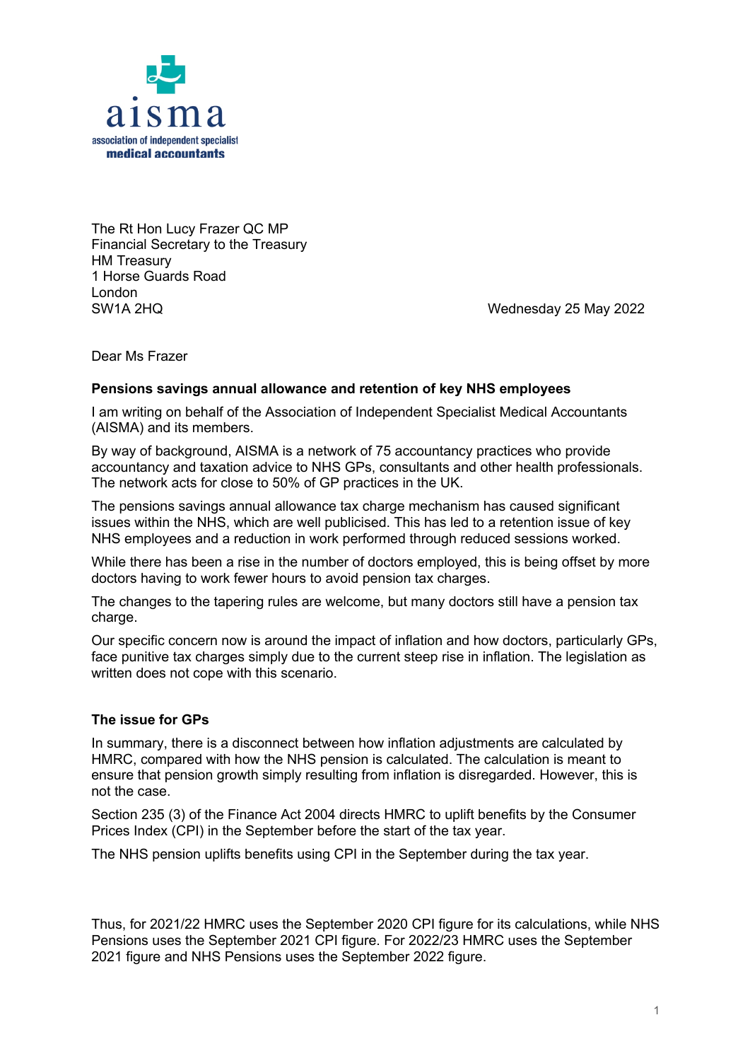aisma

association of independent specialist **medical accountants**

The Rt Hon Lucy Frazer QC MP
Financial Secretary to the Treasury
HM Treasury
1 Horse Guards Road
London
SW1A 2HQ

Wednesday 25 May 2022

Dear Ms Frazer

**Pensions savings annual allowance and retention of key NHS employees**

I am writing on behalf of the Association of Independent Specialist Medical Accountants (AISMA) and its members.

By way of background, AISMA is a network of 75 accountancy practices who provide accountancy and taxation advice to NHS GPs, consultants and other health professionals. The network acts for close to 50% of GP practices in the UK.

The pensions savings annual allowance tax charge mechanism has caused significant issues within the NHS, which are well publicised. This has led to a retention issue of key NHS employees and a reduction in work performed through reduced sessions worked.

While there has been a rise in the number of doctors employed, this is being offset by more doctors having to work fewer hours to avoid pension tax charges.

The changes to the tapering rules are welcome, but many doctors still have a pension tax charge.

Our specific concern now is around the impact of inflation and how doctors, particularly GPs, face punitive tax charges simply due to the current steep rise in inflation. The legislation as written does not cope with this scenario.

**The issue for GPs**

In summary, there is a disconnect between how inflation adjustments are calculated by HMRC, compared with how the NHS pension is calculated. The calculation is meant to ensure that pension growth simply resulting from inflation is disregarded. However, this is not the case.

Section 235 (3) of the Finance Act 2004 directs HMRC to uplift benefits by the Consumer Prices Index (CPI) in the September before the start of the tax year.

The NHS pension uplifts benefits using CPI in the September during the tax year.

Thus, for 2021/22 HMRC uses the September 2020 CPI figure for its calculations, while NHS Pensions uses the September 2021 CPI figure. For 2022/23 HMRC uses the September 2021 figure and NHS Pensions uses the September 2022 figure.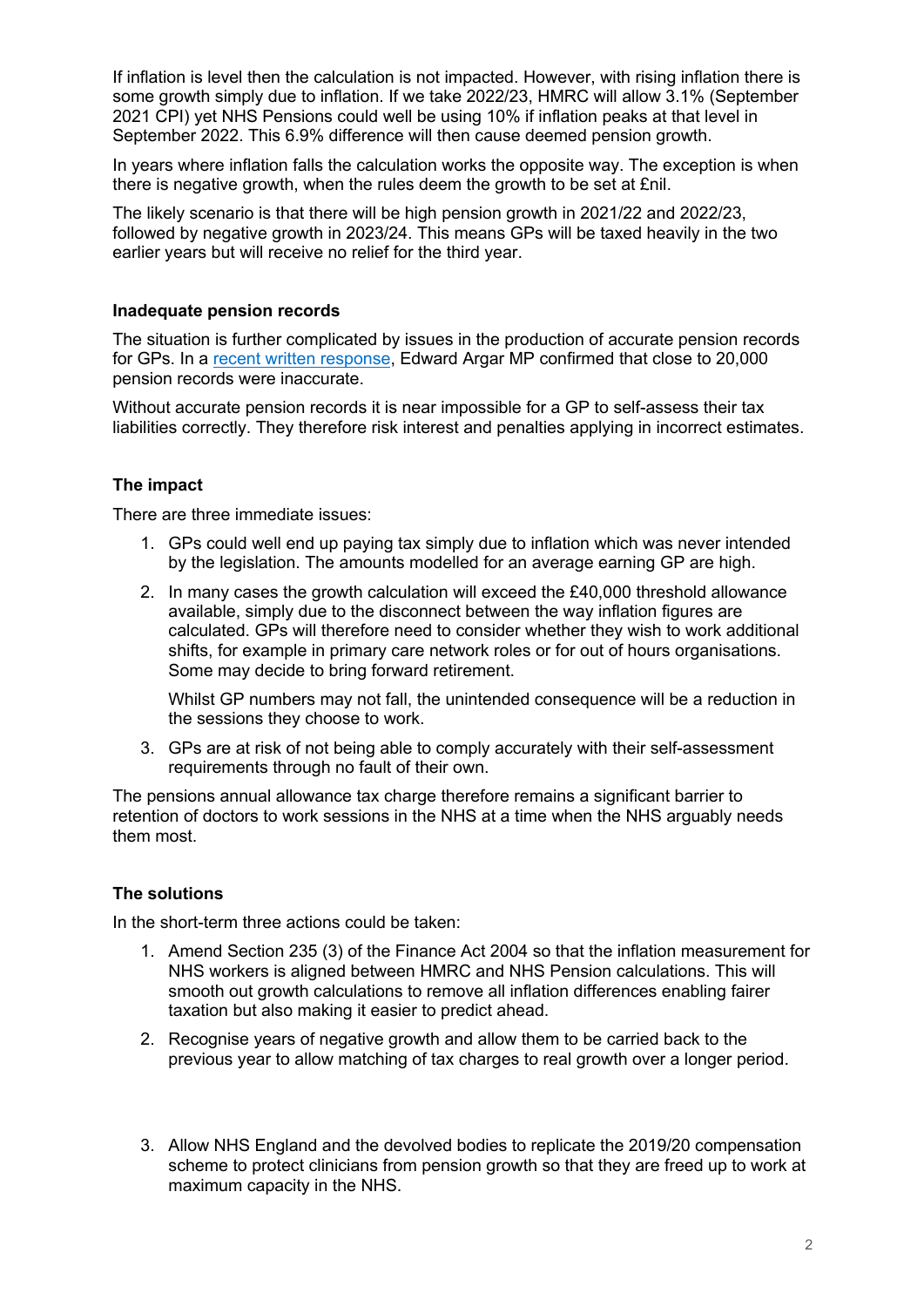If inflation is level then the calculation is not impacted. However, with rising inflation there is some growth simply due to inflation. If we take 2022/23, HMRC will allow 3.1% (September 2021 CPI) yet NHS Pensions could well be using 10% if inflation peaks at that level in September 2022. This 6.9% difference will then cause deemed pension growth.

In years where inflation falls the calculation works the opposite way. The exception is when there is negative growth, when the rules deem the growth to be set at £nil.

The likely scenario is that there will be high pension growth in 2021/22 and 2022/23, followed by negative growth in 2023/24. This means GPs will be taxed heavily in the two earlier years but will receive no relief for the third year.

**Inadequate pension records**

The situation is further complicated by issues in the production of accurate pension records for GPs. In a [recent written response](), Edward Argar MP confirmed that close to 20,000 pension records were inaccurate.

Without accurate pension records it is near impossible for a GP to self-assess their tax liabilities correctly. They therefore risk interest and penalties applying in incorrect estimates.

**The impact**

There are three immediate issues:

1. GPs could well end up paying tax simply due to inflation which was never intended by the legislation. The amounts modelled for an average earning GP are high.
2. In many cases the growth calculation will exceed the £40,000 threshold allowance available, simply due to the disconnect between the way inflation figures are calculated. GPs will therefore need to consider whether they wish to work additional shifts, for example in primary care network roles or for out of hours organisations. Some may decide to bring forward retirement.

   Whilst GP numbers may not fall, the unintended consequence will be a reduction in the sessions they choose to work.
3. GPs are at risk of not being able to comply accurately with their self-assessment requirements through no fault of their own.

The pensions annual allowance tax charge therefore remains a significant barrier to retention of doctors to work sessions in the NHS at a time when the NHS arguably needs them most.

**The solutions**

In the short-term three actions could be taken:

1. Amend Section 235 (3) of the Finance Act 2004 so that the inflation measurement for NHS workers is aligned between HMRC and NHS Pension calculations. This will smooth out growth calculations to remove all inflation differences enabling fairer taxation but also making it easier to predict ahead.
2. Recognise years of negative growth and allow them to be carried back to the previous year to allow matching of tax charges to real growth over a longer period.
3. Allow NHS England and the devolved bodies to replicate the 2019/20 compensation scheme to protect clinicians from pension growth so that they are freed up to work at maximum capacity in the NHS.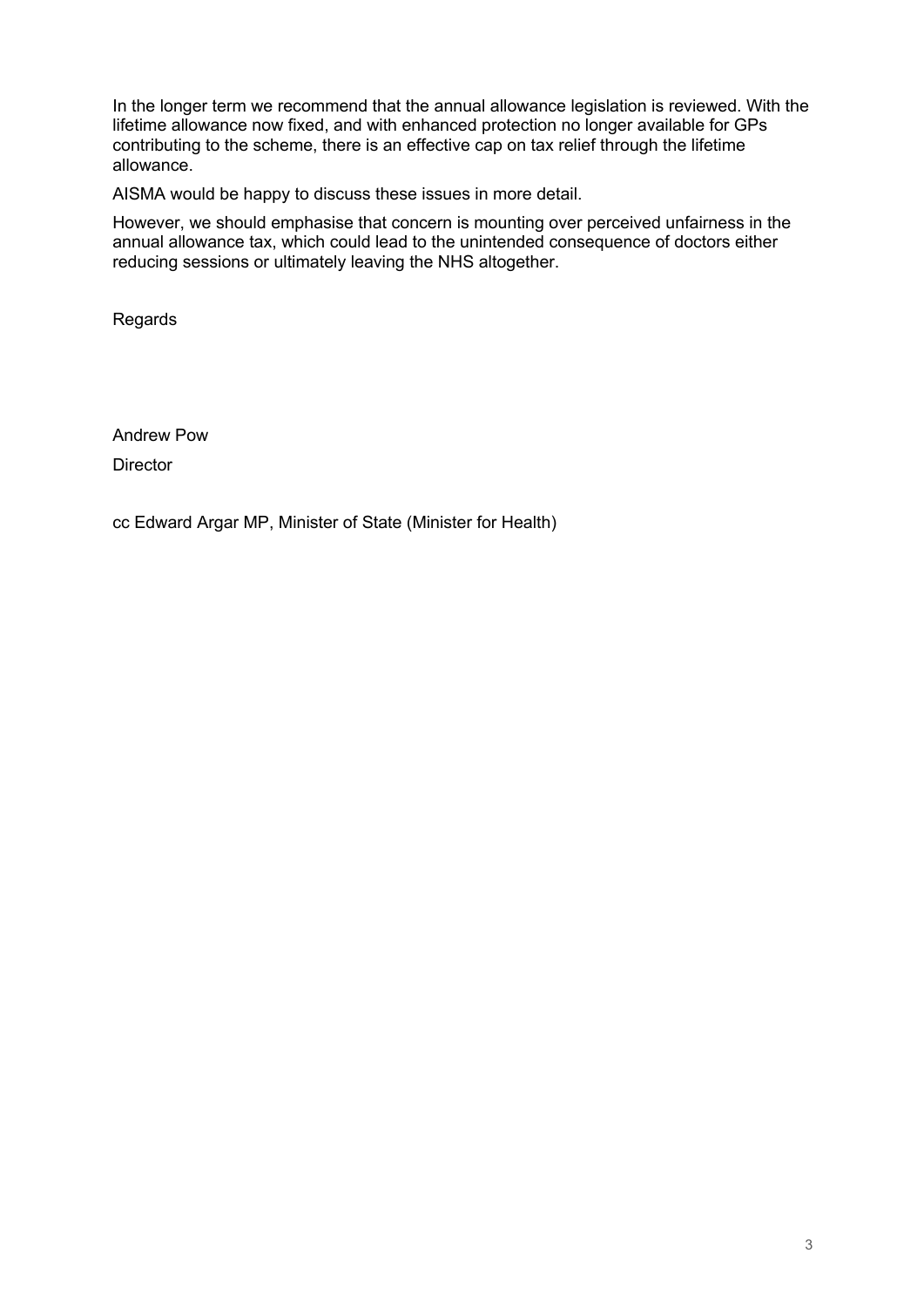In the longer term we recommend that the annual allowance legislation is reviewed. With the lifetime allowance now fixed, and with enhanced protection no longer available for GPs contributing to the scheme, there is an effective cap on tax relief through the lifetime allowance.

AISMA would be happy to discuss these issues in more detail.

However, we should emphasise that concern is mounting over perceived unfairness in the annual allowance tax, which could lead to the unintended consequence of doctors either reducing sessions or ultimately leaving the NHS altogether.

Regards

Andrew Pow

Director

cc Edward Argar MP, Minister of State (Minister for Health)